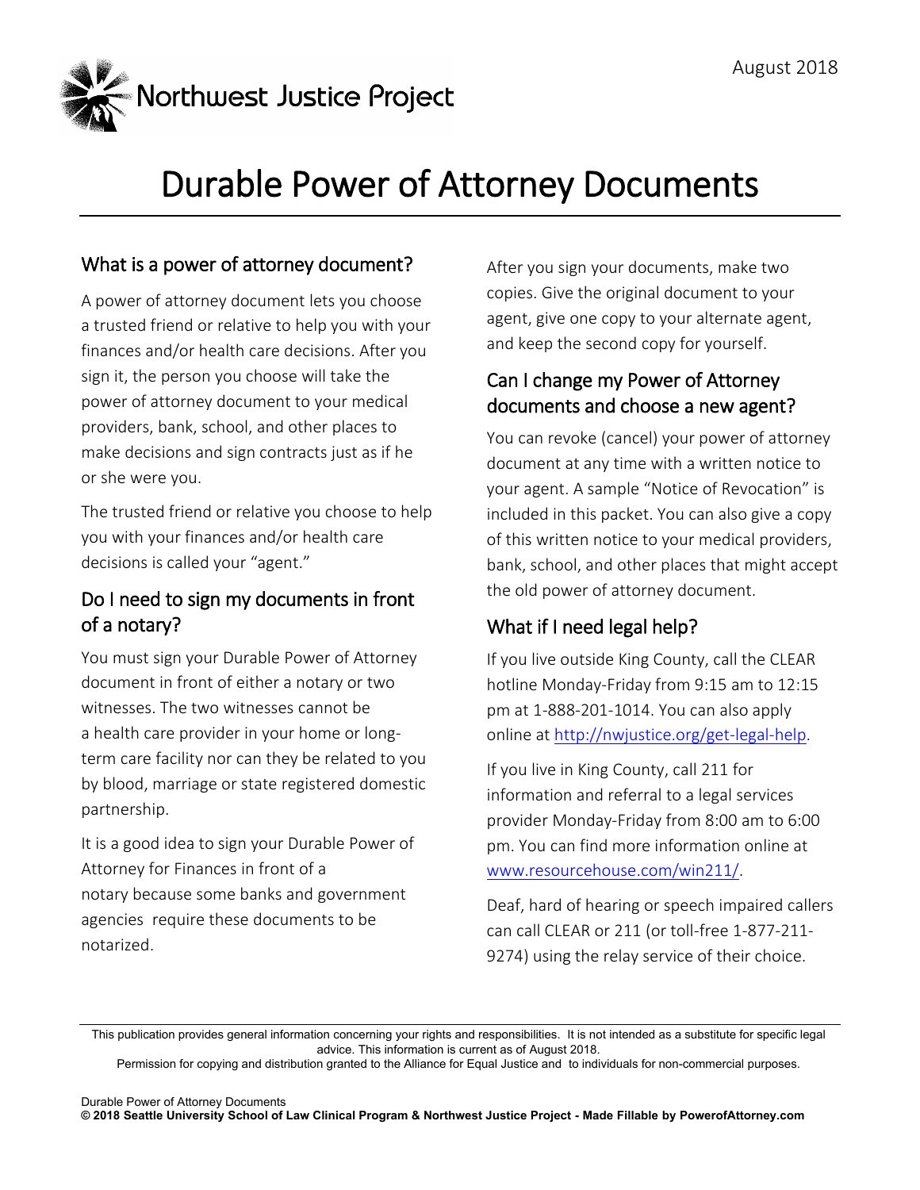Northwest Justice Project

August 2018

# Durable Power of Attorney Documents

## What is a power of attorney document?

A power of attorney document lets you choose a trusted friend or relative to help you with your finances and/or health care decisions. After you sign it, the person you choose will take the power of attorney document to your medical providers, bank, school, and other places to make decisions and sign contracts just as if he or she were you.

The trusted friend or relative you choose to help you with your finances and/or health care decisions is called your "agent."

## Do I need to sign my documents in front of a notary?

You must sign your Durable Power of Attorney document in front of either a notary or two witnesses. The two witnesses cannot be a health care provider in your home or long-term care facility nor can they be related to you by blood, marriage or state registered domestic partnership.

It is a good idea to sign your Durable Power of Attorney for Finances in front of a notary because some banks and government agencies require these documents to be notarized.

After you sign your documents, make two copies. Give the original document to your agent, give one copy to your alternate agent, and keep the second copy for yourself.

## Can I change my Power of Attorney documents and choose a new agent?

You can revoke (cancel) your power of attorney document at any time with a written notice to your agent. A sample "Notice of Revocation" is included in this packet. You can also give a copy of this written notice to your medical providers, bank, school, and other places that might accept the old power of attorney document.

## What if I need legal help?

If you live outside King County, call the CLEAR hotline Monday-Friday from 9:15 am to 12:15 pm at 1-888-201-1014. You can also apply online at [http://nwjustice.org/get-legal-help](http://nwjustice.org/get-legal-help).

If you live in King County, call 211 for information and referral to a legal services provider Monday-Friday from 8:00 am to 6:00 pm. You can find more information online at [www.resourcehouse.com/win211/](http://www.resourcehouse.com/win211/).

Deaf, hard of hearing or speech impaired callers can call CLEAR or 211 (or toll-free 1-877-211-9274) using the relay service of their choice.

---

This publication provides general information concerning your rights and responsibilities. It is not intended as a substitute for specific legal advice. This information is current as of August 2018.
Permission for copying and distribution granted to the Alliance for Equal Justice and to individuals for non-commercial purposes.

Durable Power of Attorney Documents
**© 2018 Seattle University School of Law Clinical Program & Northwest Justice Project - Made Fillable by PowerofAttorney.com**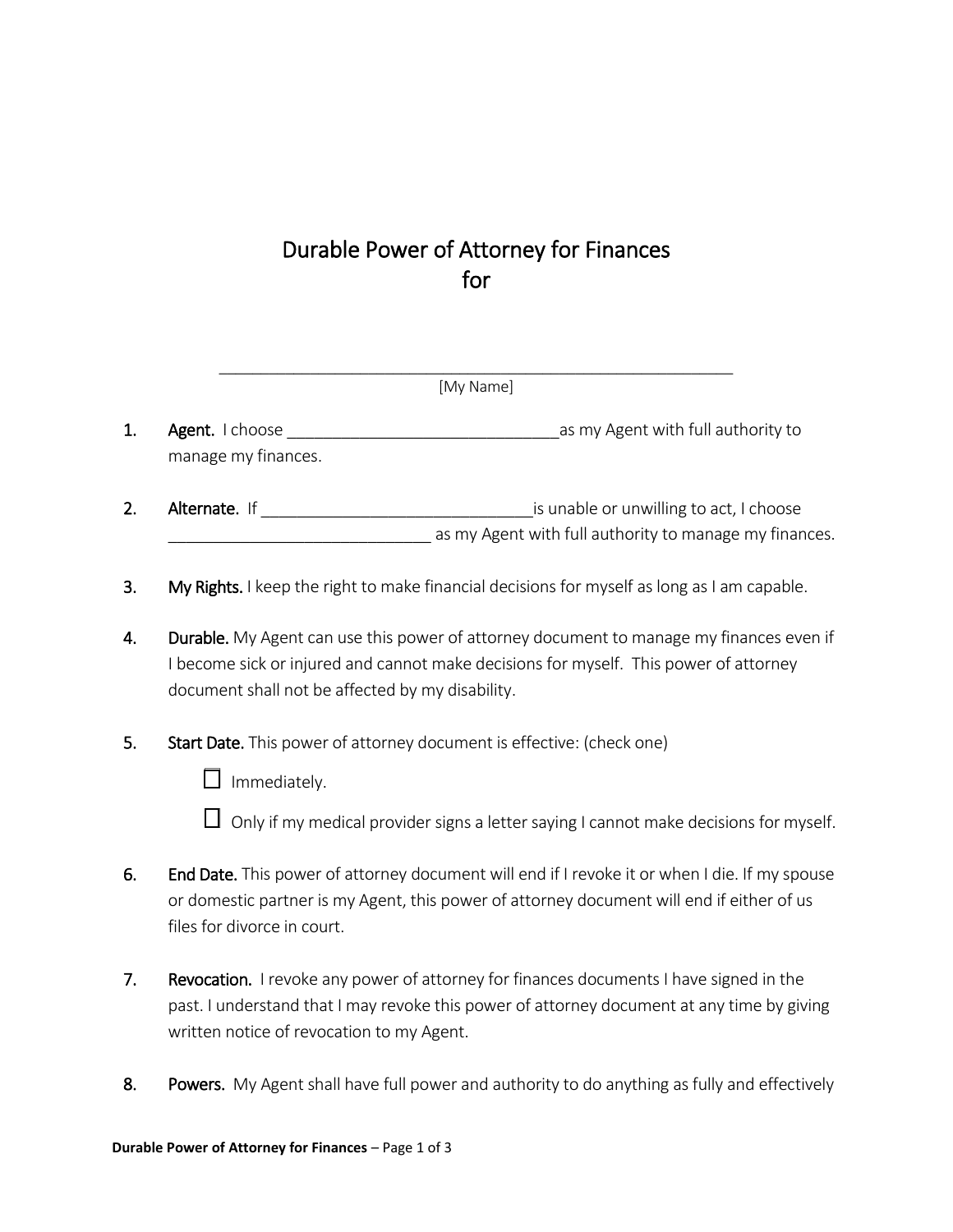# Durable Power of Attorney for Finances for

\_\_\_\_\_\_\_\_\_\_\_\_\_\_\_\_\_\_\_\_\_\_\_\_\_\_\_\_\_\_\_\_\_\_\_\_\_\_\_\_\_\_\_\_\_\_\_\_\_\_\_\_\_\_\_\_\_\_

[My Name]

1. **Agent.** I choose \_\_\_\_\_\_\_\_\_\_\_\_\_\_\_\_\_\_\_\_\_\_\_\_\_\_\_\_\_\_ as my Agent with full authority to manage my finances.

2. **Alternate.** If \_\_\_\_\_\_\_\_\_\_\_\_\_\_\_\_\_\_\_\_\_\_\_\_\_\_\_\_\_\_ is unable or unwilling to act, I choose \_\_\_\_\_\_\_\_\_\_\_\_\_\_\_\_\_\_\_\_\_\_\_\_\_\_\_\_\_\_ as my Agent with full authority to manage my finances.

3. **My Rights.** I keep the right to make financial decisions for myself as long as I am capable.

4. **Durable.** My Agent can use this power of attorney document to manage my finances even if I become sick or injured and cannot make decisions for myself. This power of attorney document shall not be affected by my disability.

5. **Start Date.** This power of attorney document is effective: (check one)

   ☐ Immediately.

   ☐ Only if my medical provider signs a letter saying I cannot make decisions for myself.

6. **End Date.** This power of attorney document will end if I revoke it or when I die. If my spouse or domestic partner is my Agent, this power of attorney document will end if either of us files for divorce in court.

7. **Revocation.** I revoke any power of attorney for finances documents I have signed in the past. I understand that I may revoke this power of attorney document at any time by giving written notice of revocation to my Agent.

8. **Powers.** My Agent shall have full power and authority to do anything as fully and effectively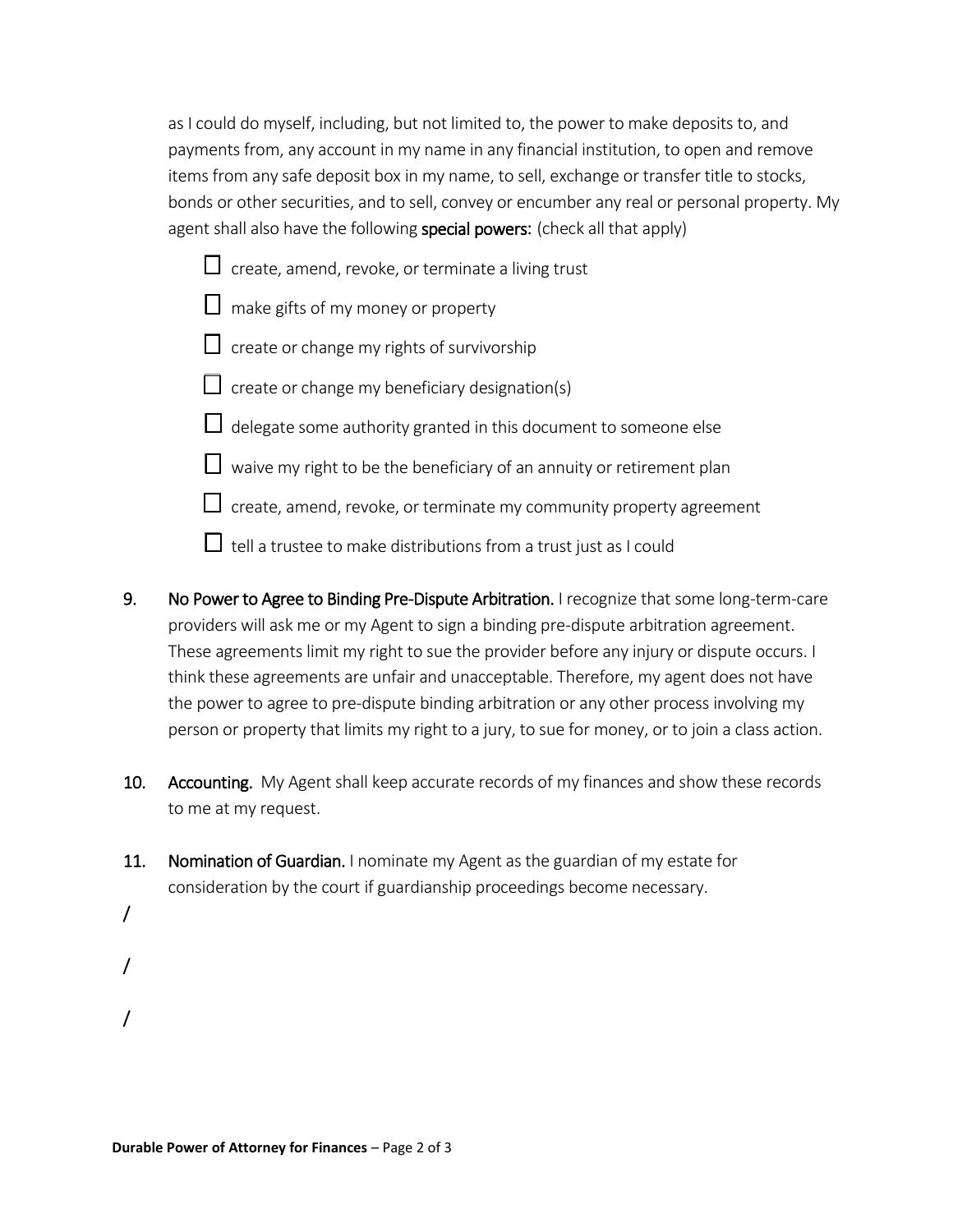as I could do myself, including, but not limited to, the power to make deposits to, and payments from, any account in my name in any financial institution, to open and remove items from any safe deposit box in my name, to sell, exchange or transfer title to stocks, bonds or other securities, and to sell, convey or encumber any real or personal property. My agent shall also have the following **special powers:** (check all that apply)

- ☐ create, amend, revoke, or terminate a living trust
- ☐ make gifts of my money or property
- ☐ create or change my rights of survivorship
- ☐ create or change my beneficiary designation(s)
- ☐ delegate some authority granted in this document to someone else
- ☐ waive my right to be the beneficiary of an annuity or retirement plan
- ☐ create, amend, revoke, or terminate my community property agreement
- ☐ tell a trustee to make distributions from a trust just as I could

**9. No Power to Agree to Binding Pre-Dispute Arbitration.** I recognize that some long-term-care providers will ask me or my Agent to sign a binding pre-dispute arbitration agreement. These agreements limit my right to sue the provider before any injury or dispute occurs. I think these agreements are unfair and unacceptable. Therefore, my agent does not have the power to agree to pre-dispute binding arbitration or any other process involving my person or property that limits my right to a jury, to sue for money, or to join a class action.

**10. Accounting.** My Agent shall keep accurate records of my finances and show these records to me at my request.

**11. Nomination of Guardian.** I nominate my Agent as the guardian of my estate for consideration by the court if guardianship proceedings become necessary.

/

/

/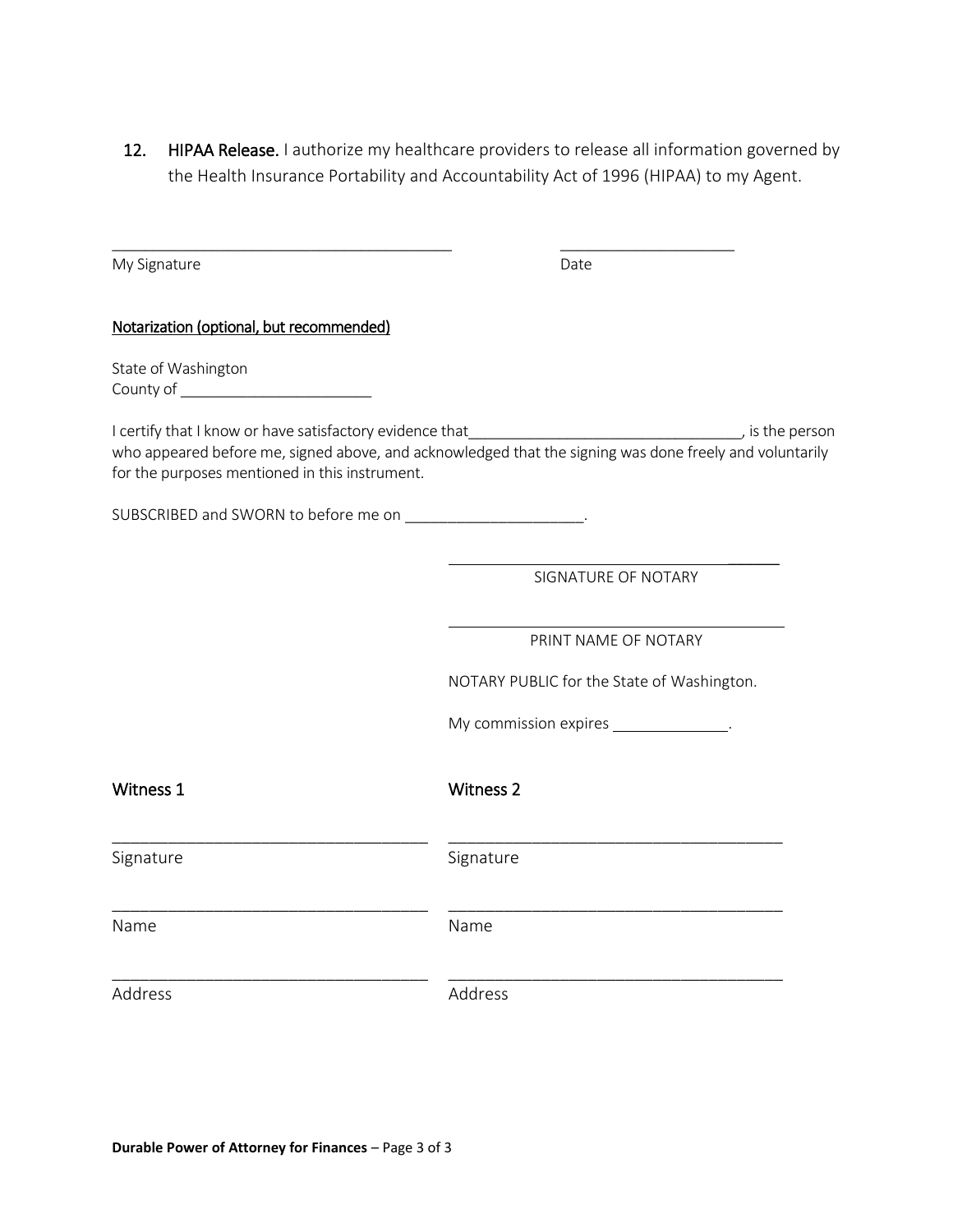12. **HIPAA Release.** I authorize my healthcare providers to release all information governed by the Health Insurance Portability and Accountability Act of 1996 (HIPAA) to my Agent.

| | |
|---|---|
| _________________________________________ | _____________________ |
| My Signature | Date |

**Notarization (optional, but recommended)**

State of Washington
County of _______________________

I certify that I know or have satisfactory evidence that_________________________________, is the person who appeared before me, signed above, and acknowledged that the signing was done freely and voluntarily for the purposes mentioned in this instrument.

SUBSCRIBED and SWORN to before me on _____________________.

_________________________________________
SIGNATURE OF NOTARY

_________________________________________
PRINT NAME OF NOTARY

NOTARY PUBLIC for the State of Washington.

My commission expires _____________.

| Witness 1 | Witness 2 |
|---|---|
| ____________________________________ | ______________________________________ |
| Signature | Signature |
| ____________________________________ | ______________________________________ |
| Name | Name |
| ____________________________________ | ______________________________________ |
| Address | Address |